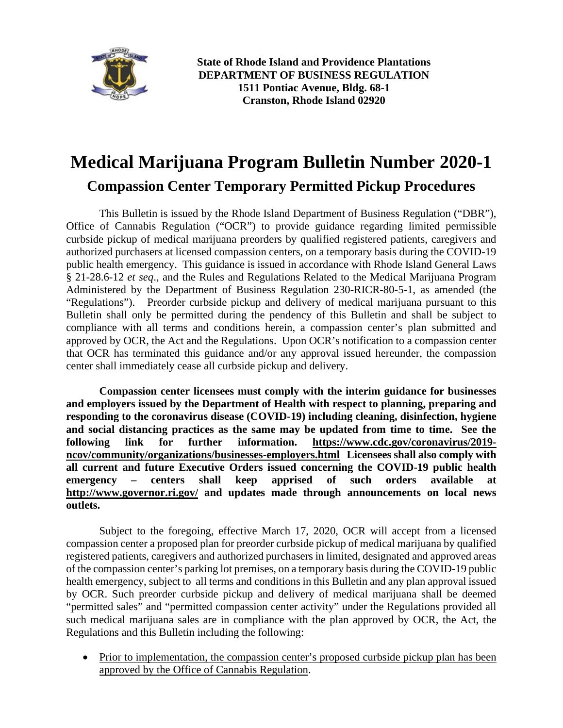**State of Rhode Island and Providence Plantations**
**DEPARTMENT OF BUSINESS REGULATION**
**1511 Pontiac Avenue, Bldg. 68-1**
**Cranston, Rhode Island 02920**

# Medical Marijuana Program Bulletin Number 2020-1

## Compassion Center Temporary Permitted Pickup Procedures

This Bulletin is issued by the Rhode Island Department of Business Regulation ("DBR"), Office of Cannabis Regulation ("OCR") to provide guidance regarding limited permissible curbside pickup of medical marijuana preorders by qualified registered patients, caregivers and authorized purchasers at licensed compassion centers, on a temporary basis during the COVID-19 public health emergency. This guidance is issued in accordance with Rhode Island General Laws § 21-28.6-12 *et seq*., and the Rules and Regulations Related to the Medical Marijuana Program Administered by the Department of Business Regulation 230-RICR-80-5-1, as amended (the "Regulations"). Preorder curbside pickup and delivery of medical marijuana pursuant to this Bulletin shall only be permitted during the pendency of this Bulletin and shall be subject to compliance with all terms and conditions herein, a compassion center's plan submitted and approved by OCR, the Act and the Regulations. Upon OCR's notification to a compassion center that OCR has terminated this guidance and/or any approval issued hereunder, the compassion center shall immediately cease all curbside pickup and delivery.

**Compassion center licensees must comply with the interim guidance for businesses and employers issued by the Department of Health with respect to planning, preparing and responding to the coronavirus disease (COVID-19) including cleaning, disinfection, hygiene and social distancing practices as the same may be updated from time to time. See the following link for further information. https://www.cdc.gov/coronavirus/2019-ncov/community/organizations/businesses-employers.html Licensees shall also comply with all current and future Executive Orders issued concerning the COVID-19 public health emergency – centers shall keep apprised of such orders available at http://www.governor.ri.gov/ and updates made through announcements on local news outlets.**

Subject to the foregoing, effective March 17, 2020, OCR will accept from a licensed compassion center a proposed plan for preorder curbside pickup of medical marijuana by qualified registered patients, caregivers and authorized purchasers in limited, designated and approved areas of the compassion center's parking lot premises, on a temporary basis during the COVID-19 public health emergency, subject to all terms and conditions in this Bulletin and any plan approval issued by OCR. Such preorder curbside pickup and delivery of medical marijuana shall be deemed "permitted sales" and "permitted compassion center activity" under the Regulations provided all such medical marijuana sales are in compliance with the plan approved by OCR, the Act, the Regulations and this Bulletin including the following:

- Prior to implementation, the compassion center's proposed curbside pickup plan has been approved by the Office of Cannabis Regulation.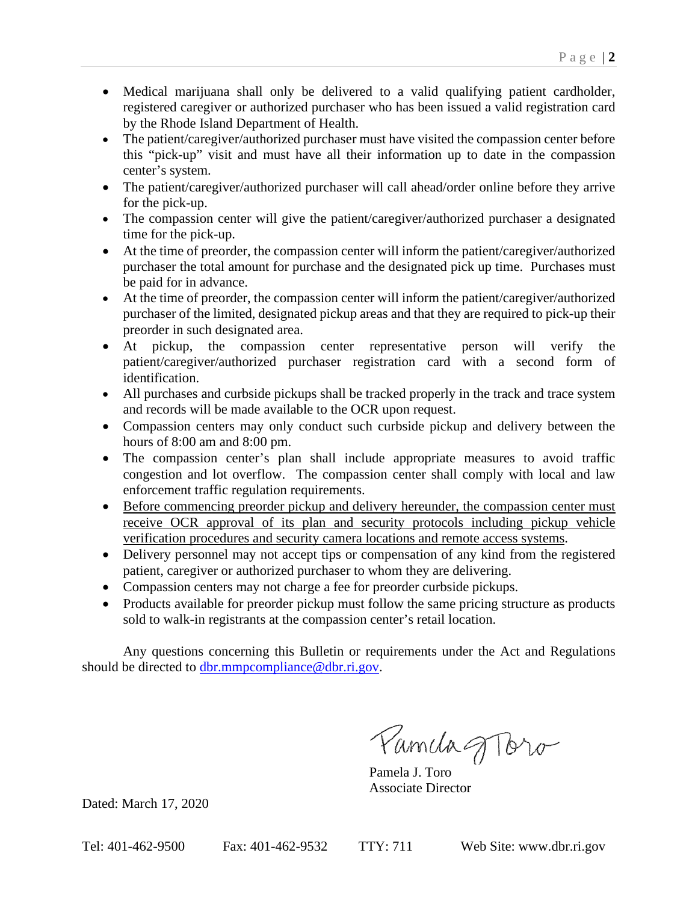- Medical marijuana shall only be delivered to a valid qualifying patient cardholder, registered caregiver or authorized purchaser who has been issued a valid registration card by the Rhode Island Department of Health.
- The patient/caregiver/authorized purchaser must have visited the compassion center before this "pick-up" visit and must have all their information up to date in the compassion center's system.
- The patient/caregiver/authorized purchaser will call ahead/order online before they arrive for the pick-up.
- The compassion center will give the patient/caregiver/authorized purchaser a designated time for the pick-up.
- At the time of preorder, the compassion center will inform the patient/caregiver/authorized purchaser the total amount for purchase and the designated pick up time. Purchases must be paid for in advance.
- At the time of preorder, the compassion center will inform the patient/caregiver/authorized purchaser of the limited, designated pickup areas and that they are required to pick-up their preorder in such designated area.
- At pickup, the compassion center representative person will verify the patient/caregiver/authorized purchaser registration card with a second form of identification.
- All purchases and curbside pickups shall be tracked properly in the track and trace system and records will be made available to the OCR upon request.
- Compassion centers may only conduct such curbside pickup and delivery between the hours of 8:00 am and 8:00 pm.
- The compassion center's plan shall include appropriate measures to avoid traffic congestion and lot overflow. The compassion center shall comply with local and law enforcement traffic regulation requirements.
- <u>Before commencing preorder pickup and delivery hereunder, the compassion center must receive OCR approval of its plan and security protocols including pickup vehicle verification procedures and security camera locations and remote access systems</u>.
- Delivery personnel may not accept tips or compensation of any kind from the registered patient, caregiver or authorized purchaser to whom they are delivering.
- Compassion centers may not charge a fee for preorder curbside pickups.
- Products available for preorder pickup must follow the same pricing structure as products sold to walk-in registrants at the compassion center's retail location.

Any questions concerning this Bulletin or requirements under the Act and Regulations should be directed to [dbr.mmpcompliance@dbr.ri.gov](mailto:dbr.mmpcompliance@dbr.ri.gov).

Pamela J. Toro
Associate Director

Dated: March 17, 2020

Tel: 401-462-9500 Fax: 401-462-9532 TTY: 711 Web Site: www.dbr.ri.gov